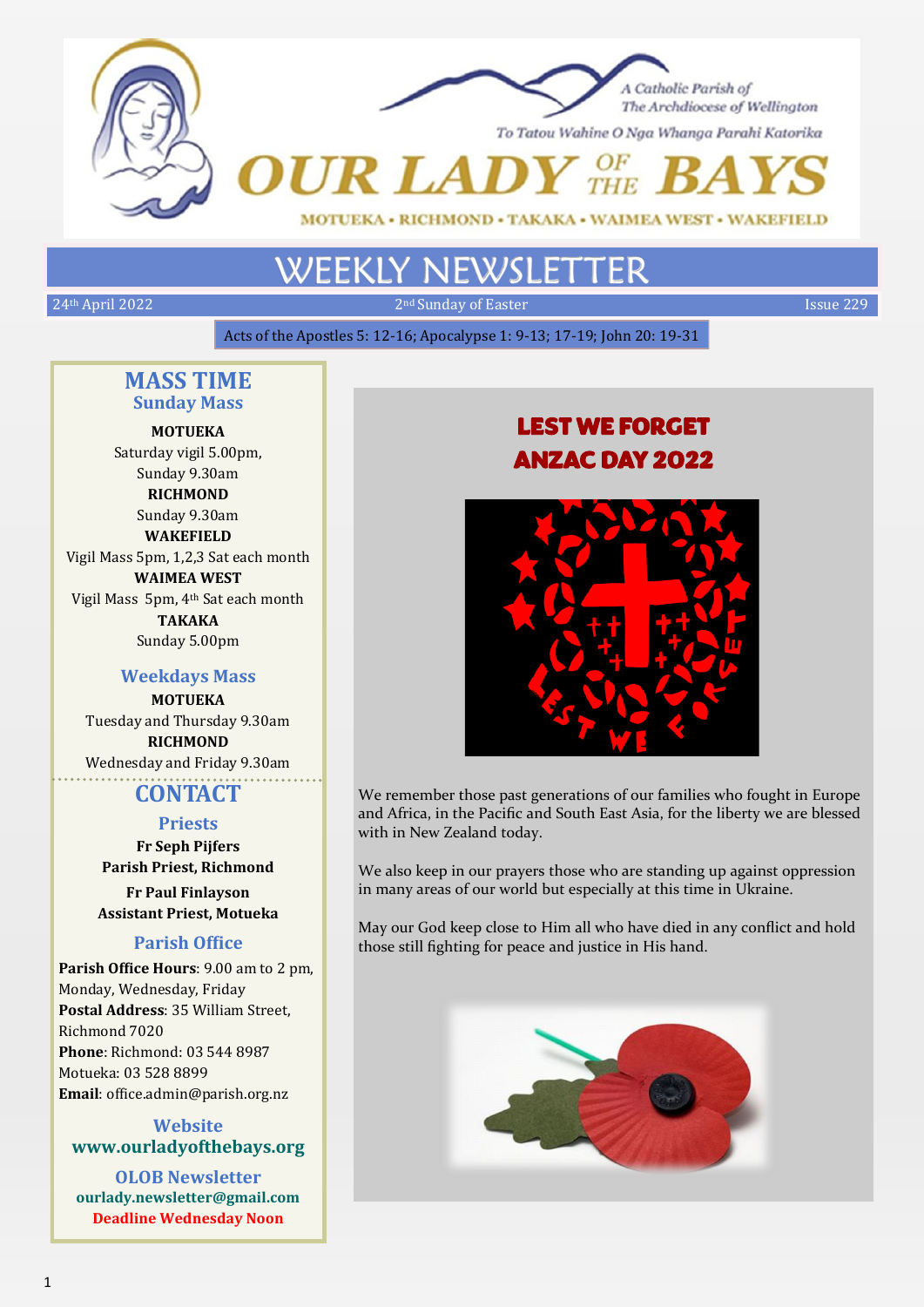A Catholic Parish of The Archdiocese of Wellington

To Tatou Wahine O Nga Whanga Parahi Katorika

# OUR LADY OF THE BAYS

MOTUEKA • RICHMOND • TAKAKA • WAIMEA WEST • WAKEFIELD

# WEEKLY NEWSLETTER

24th April 2022 | 2nd Sunday of Easter | Issue 229

Acts of the Apostles 5: 12-16; Apocalypse 1: 9-13; 17-19; John 20: 19-31

## MASS TIME

### Sunday Mass

**MOTUEKA**
Saturday vigil 5.00pm,
Sunday 9.30am

**RICHMOND**
Sunday 9.30am

**WAKEFIELD**
Vigil Mass 5pm, 1,2,3 Sat each month

**WAIMEA WEST**
Vigil Mass 5pm, 4th Sat each month

**TAKAKA**
Sunday 5.00pm

### Weekdays Mass

**MOTUEKA**
Tuesday and Thursday 9.30am

**RICHMOND**
Wednesday and Friday 9.30am

## CONTACT

### Priests

**Fr Seph Pijfers**
**Parish Priest, Richmond**

**Fr Paul Finlayson**
**Assistant Priest, Motueka**

### Parish Office

**Parish Office Hours**: 9.00 am to 2 pm, Monday, Wednesday, Friday
**Postal Address**: 35 William Street, Richmond 7020
**Phone**: Richmond: 03 544 8987
Motueka: 03 528 8899
**Email**: office.admin@parish.org.nz

### Website

**www.ourladyofthebays.org**

### OLOB Newsletter

**ourlady.newsletter@gmail.com**
**Deadline Wednesday Noon**

## LEST WE FORGET ANZAC DAY 2022

We remember those past generations of our families who fought in Europe and Africa, in the Pacific and South East Asia, for the liberty we are blessed with in New Zealand today.

We also keep in our prayers those who are standing up against oppression in many areas of our world but especially at this time in Ukraine.

May our God keep close to Him all who have died in any conflict and hold those still fighting for peace and justice in His hand.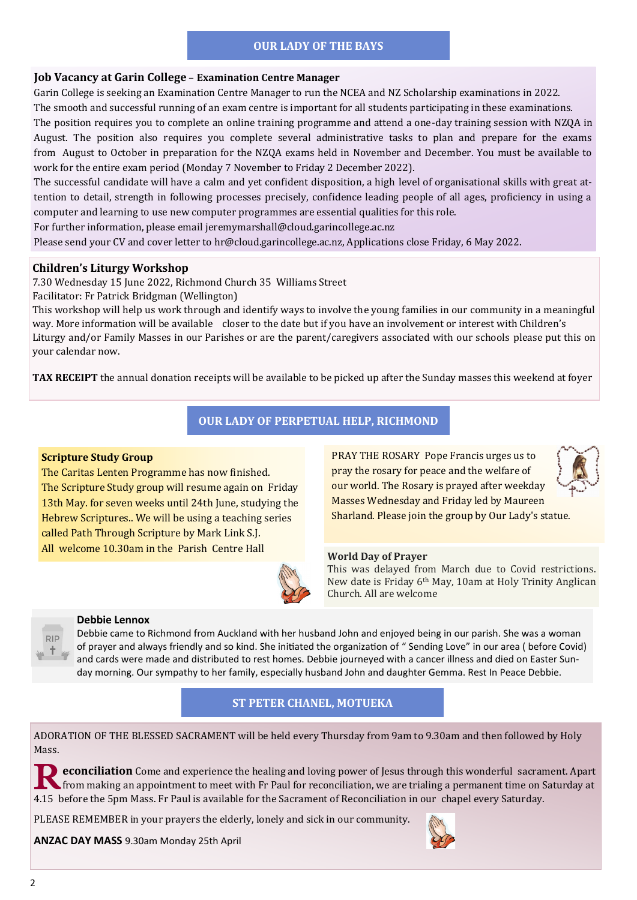## OUR LADY OF THE BAYS

### Job Vacancy at Garin College – Examination Centre Manager

Garin College is seeking an Examination Centre Manager to run the NCEA and NZ Scholarship examinations in 2022.

The smooth and successful running of an exam centre is important for all students participating in these examinations.

The position requires you to complete an online training programme and attend a one-day training session with NZQA in August. The position also requires you complete several administrative tasks to plan and prepare for the exams from August to October in preparation for the NZQA exams held in November and December. You must be available to work for the entire exam period (Monday 7 November to Friday 2 December 2022).

The successful candidate will have a calm and yet confident disposition, a high level of organisational skills with great attention to detail, strength in following processes precisely, confidence leading people of all ages, proficiency in using a computer and learning to use new computer programmes are essential qualities for this role.

For further information, please email jeremymarshall@cloud.garincollege.ac.nz

Please send your CV and cover letter to hr@cloud.garincollege.ac.nz, Applications close Friday, 6 May 2022.

### Children's Liturgy Workshop

7.30 Wednesday 15 June 2022, Richmond Church 35 Williams Street

Facilitator: Fr Patrick Bridgman (Wellington)

This workshop will help us work through and identify ways to involve the young families in our community in a meaningful way. More information will be available closer to the date but if you have an involvement or interest with Children's Liturgy and/or Family Masses in our Parishes or are the parent/caregivers associated with our schools please put this on your calendar now.

**TAX RECEIPT** the annual donation receipts will be available to be picked up after the Sunday masses this weekend at foyer

## OUR LADY OF PERPETUAL HELP, RICHMOND

### Scripture Study Group

The Caritas Lenten Programme has now finished.

The Scripture Study group will resume again on Friday 13th May. for seven weeks until 24th June, studying the Hebrew Scriptures.. We will be using a teaching series called Path Through Scripture by Mark Link S.J.

All welcome 10.30am in the Parish Centre Hall

PRAY THE ROSARY Pope Francis urges us to pray the rosary for peace and the welfare of our world. The Rosary is prayed after weekday Masses Wednesday and Friday led by Maureen Sharland. Please join the group by Our Lady's statue.

### World Day of Prayer

This was delayed from March due to Covid restrictions. New date is Friday 6th May, 10am at Holy Trinity Anglican Church. All are welcome

### Debbie Lennox

Debbie came to Richmond from Auckland with her husband John and enjoyed being in our parish. She was a woman of prayer and always friendly and so kind. She initiated the organization of " Sending Love" in our area ( before Covid) and cards were made and distributed to rest homes. Debbie journeyed with a cancer illness and died on Easter Sunday morning. Our sympathy to her family, especially husband John and daughter Gemma. Rest In Peace Debbie.

## ST PETER CHANEL, MOTUEKA

ADORATION OF THE BLESSED SACRAMENT will be held every Thursday from 9am to 9.30am and then followed by Holy Mass.

**Reconciliation** Come and experience the healing and loving power of Jesus through this wonderful sacrament. Apart from making an appointment to meet with Fr Paul for reconciliation, we are trialing a permanent time on Saturday at 4.15 before the 5pm Mass. Fr Paul is available for the Sacrament of Reconciliation in our chapel every Saturday.

PLEASE REMEMBER in your prayers the elderly, lonely and sick in our community.

**ANZAC DAY MASS** 9.30am Monday 25th April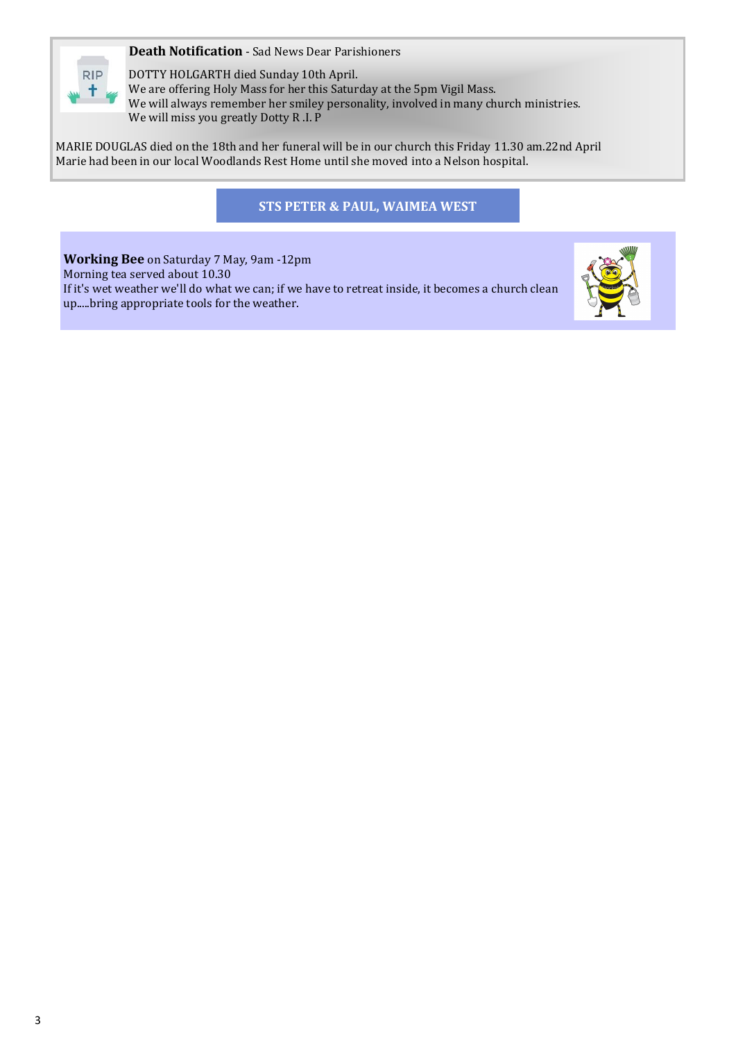**Death Notification** - Sad News Dear Parishioners

DOTTY HOLGARTH died Sunday 10th April.
We are offering Holy Mass for her this Saturday at the 5pm Vigil Mass.
We will always remember her smiley personality, involved in many church ministries.
We will miss you greatly Dotty R .I. P

MARIE DOUGLAS died on the 18th and her funeral will be in our church this Friday 11.30 am.22nd April
Marie had been in our local Woodlands Rest Home until she moved into a Nelson hospital.

## STS PETER & PAUL, WAIMEA WEST

**Working Bee** on Saturday 7 May, 9am -12pm
Morning tea served about 10.30
If it's wet weather we'll do what we can; if we have to retreat inside, it becomes a church clean up.....bring appropriate tools for the weather.